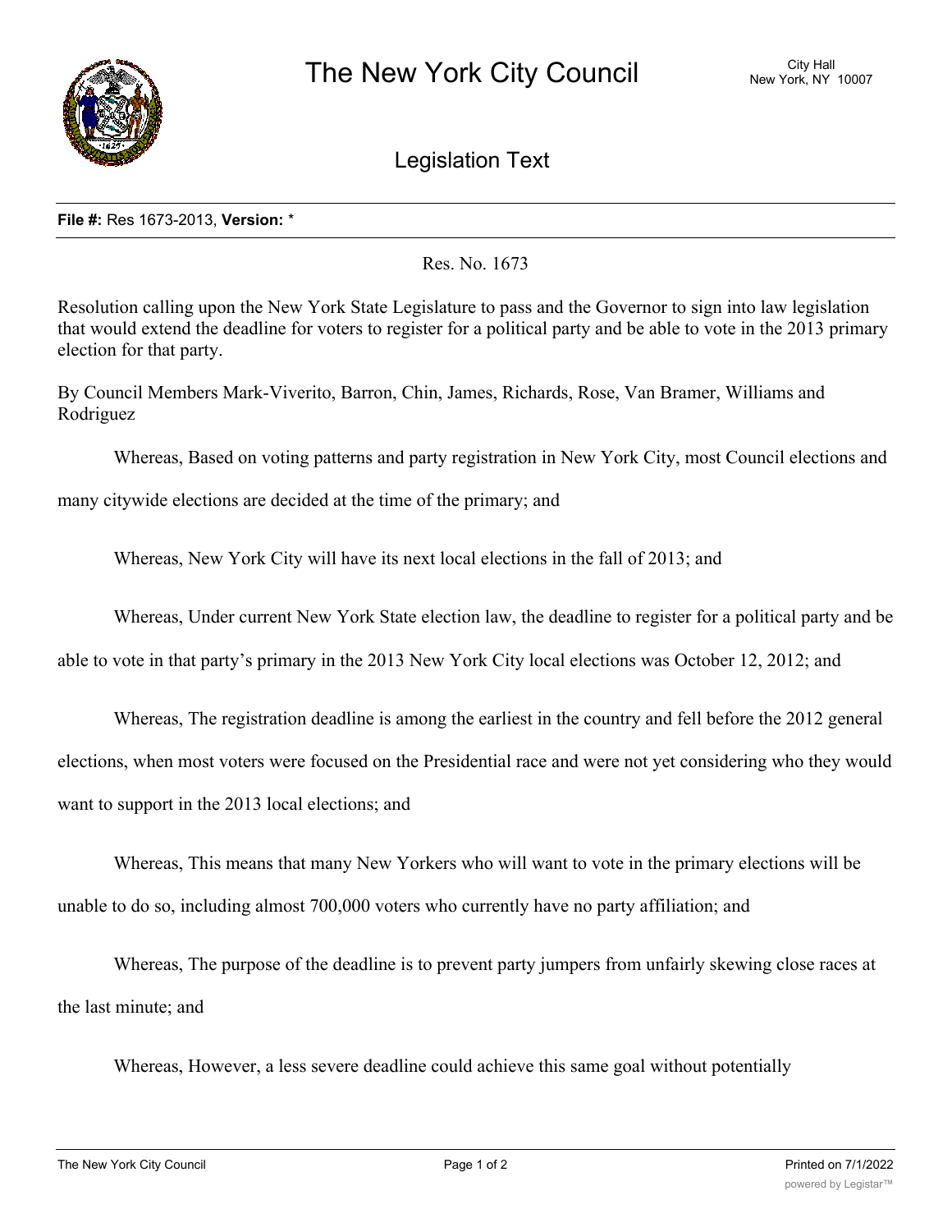# The New York City Council

City Hall
New York, NY 10007

## Legislation Text

**File #:** Res 1673-2013, **Version:** *

Res. No. 1673

Resolution calling upon the New York State Legislature to pass and the Governor to sign into law legislation that would extend the deadline for voters to register for a political party and be able to vote in the 2013 primary election for that party.

By Council Members Mark-Viverito, Barron, Chin, James, Richards, Rose, Van Bramer, Williams and Rodriguez

Whereas, Based on voting patterns and party registration in New York City, most Council elections and many citywide elections are decided at the time of the primary; and

Whereas, New York City will have its next local elections in the fall of 2013; and

Whereas, Under current New York State election law, the deadline to register for a political party and be able to vote in that party's primary in the 2013 New York City local elections was October 12, 2012; and

Whereas, The registration deadline is among the earliest in the country and fell before the 2012 general elections, when most voters were focused on the Presidential race and were not yet considering who they would want to support in the 2013 local elections; and

Whereas, This means that many New Yorkers who will want to vote in the primary elections will be unable to do so, including almost 700,000 voters who currently have no party affiliation; and

Whereas, The purpose of the deadline is to prevent party jumpers from unfairly skewing close races at the last minute; and

Whereas, However, a less severe deadline could achieve this same goal without potentially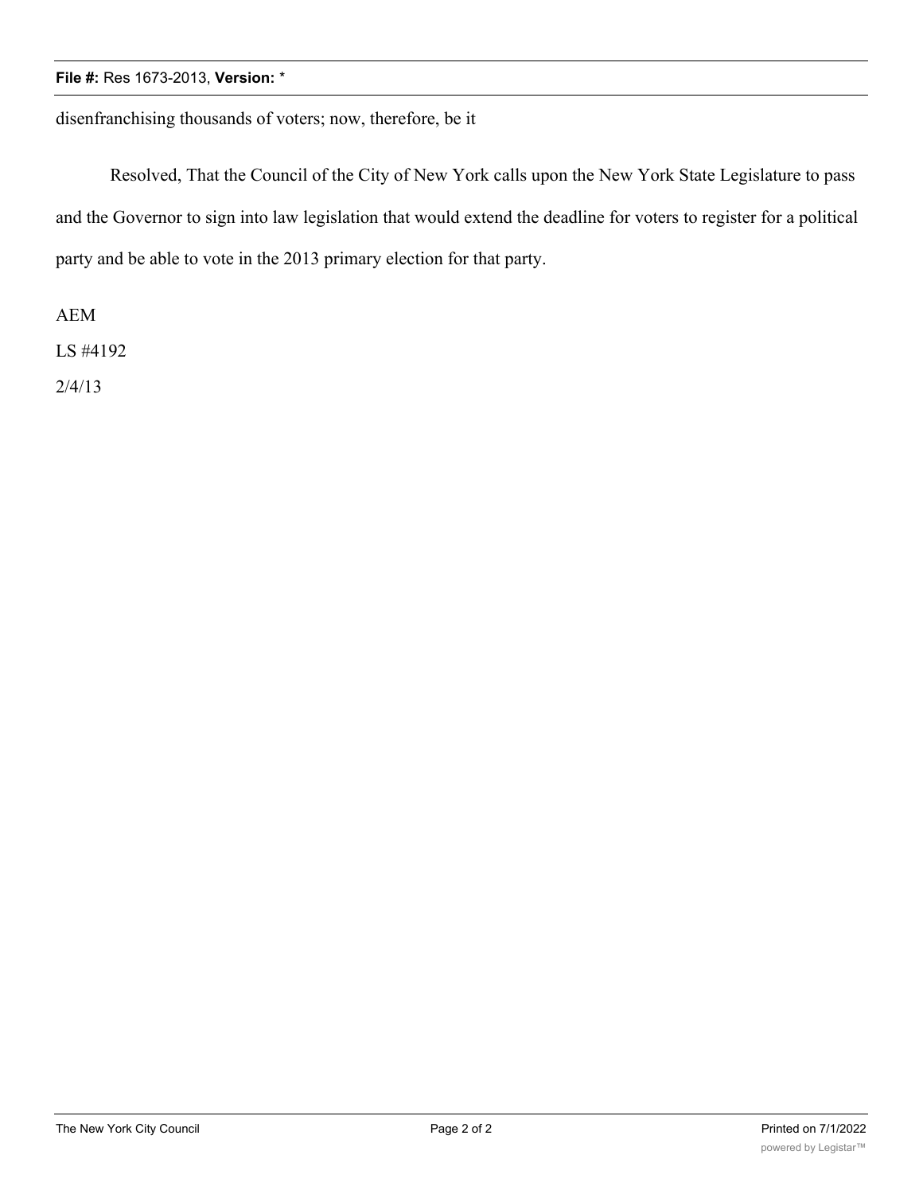disenfranchising thousands of voters; now, therefore, be it

Resolved, That the Council of the City of New York calls upon the New York State Legislature to pass and the Governor to sign into law legislation that would extend the deadline for voters to register for a political party and be able to vote in the 2013 primary election for that party.

AEM

LS #4192

2/4/13